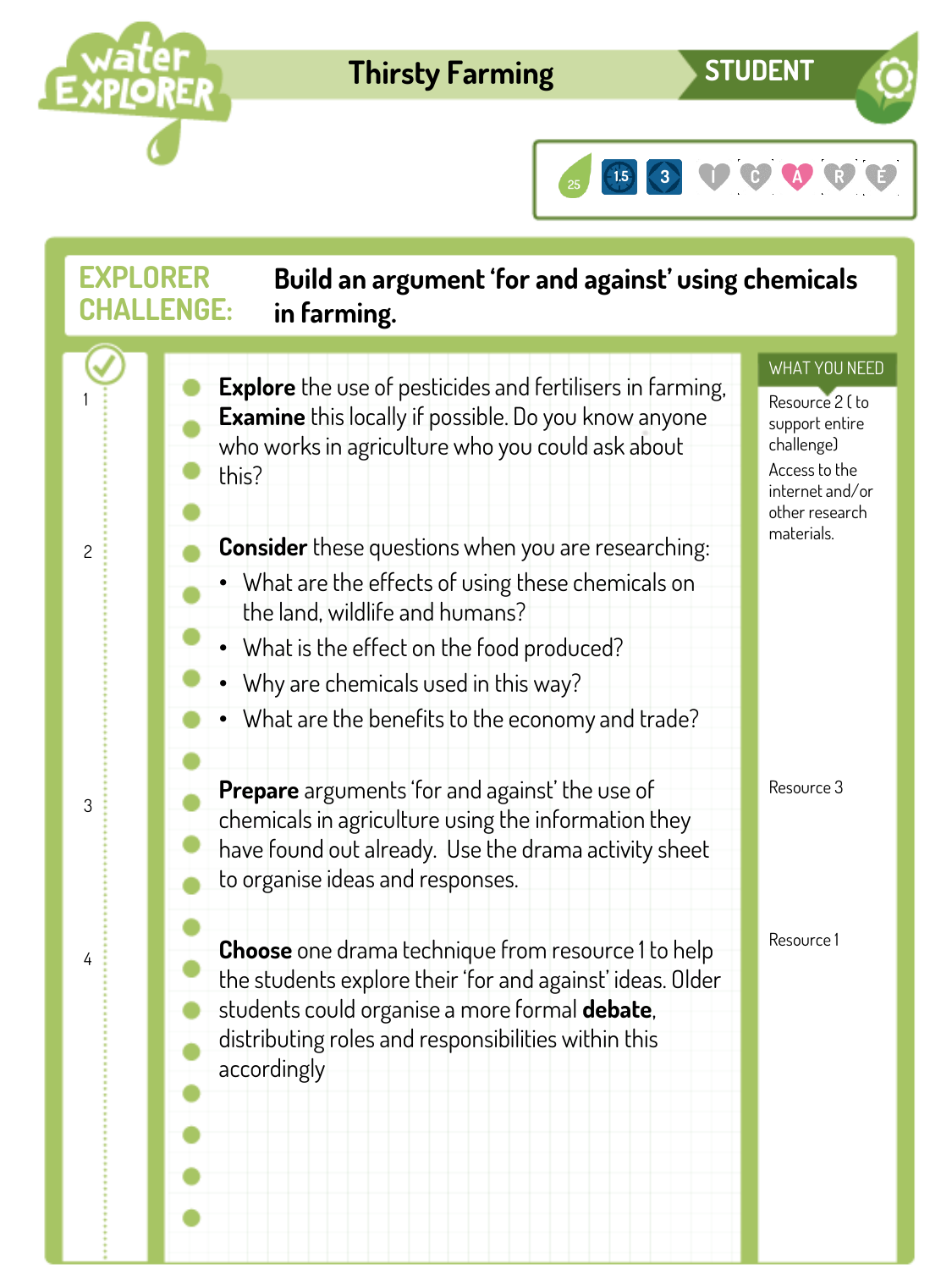# Thirsty Farming

STUDENT

25 | 1.5 | 3 | I | C | A | R | E

## EXPLORER CHALLENGE: Build an argument 'for and against' using chemicals in farming.

| Step | Task | What you need |
|---|---|---|
| 1 | **Explore** the use of pesticides and fertilisers in farming. **Examine** this locally if possible. Do you know anyone who works in agriculture who you could ask about this? | Resource 2 ( to support entire challenge)<br>Access to the internet and/or other research materials. |
| 2 | **Consider** these questions when you are researching:<br>• What are the effects of using these chemicals on the land, wildlife and humans?<br>• What is the effect on the food produced?<br>• Why are chemicals used in this way?<br>• What are the benefits to the economy and trade? | |
| 3 | **Prepare** arguments 'for and against' the use of chemicals in agriculture using the information they have found out already. Use the drama activity sheet to organise ideas and responses. | Resource 3 |
| 4 | **Choose** one drama technique from resource 1 to help the students explore their 'for and against' ideas. Older students could organise a more formal **debate**, distributing roles and responsibilities within this accordingly | Resource 1 |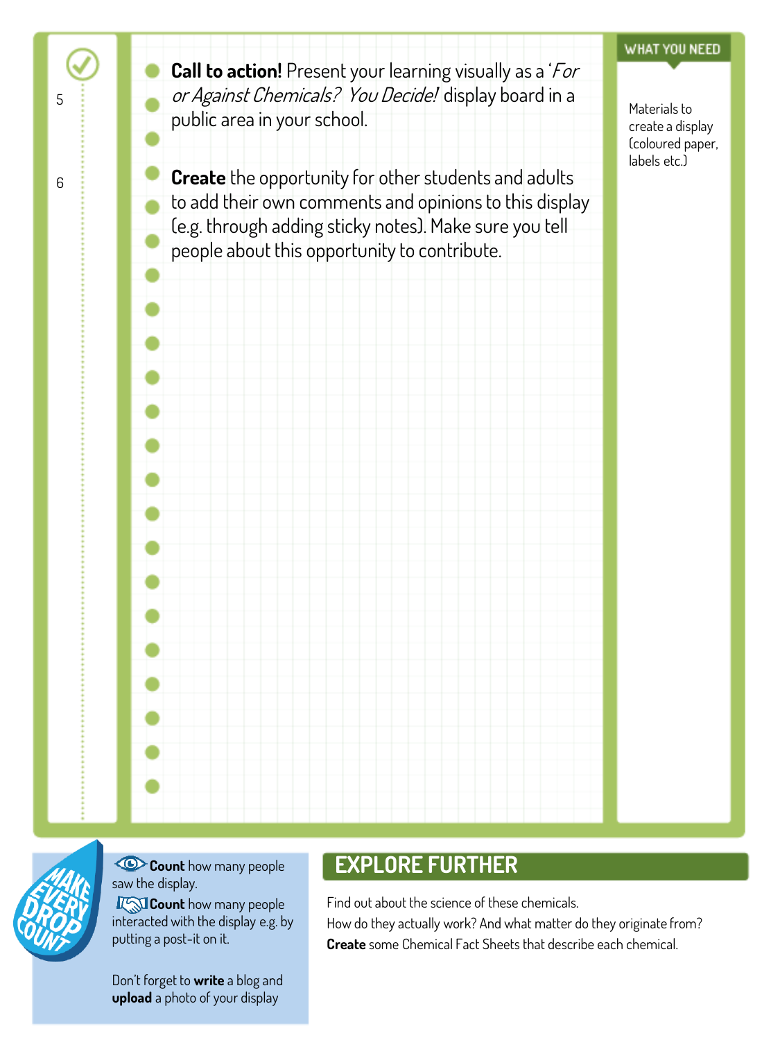5

**Call to action!** Present your learning visually as a '*For or Against Chemicals? You Decide!* display board in a public area in your school.

6

**Create** the opportunity for other students and adults to add their own comments and opinions to this display (e.g. through adding sticky notes). Make sure you tell people about this opportunity to contribute.

**WHAT YOU NEED**

Materials to create a display (coloured paper, labels etc.)

MAKE EVERY DROP COUNT

**Count** how many people saw the display.

**Count** how many people interacted with the display e.g. by putting a post-it on it.

Don't forget to **write** a blog and **upload** a photo of your display

## EXPLORE FURTHER

Find out about the science of these chemicals.
How do they actually work? And what matter do they originate from?
**Create** some Chemical Fact Sheets that describe each chemical.